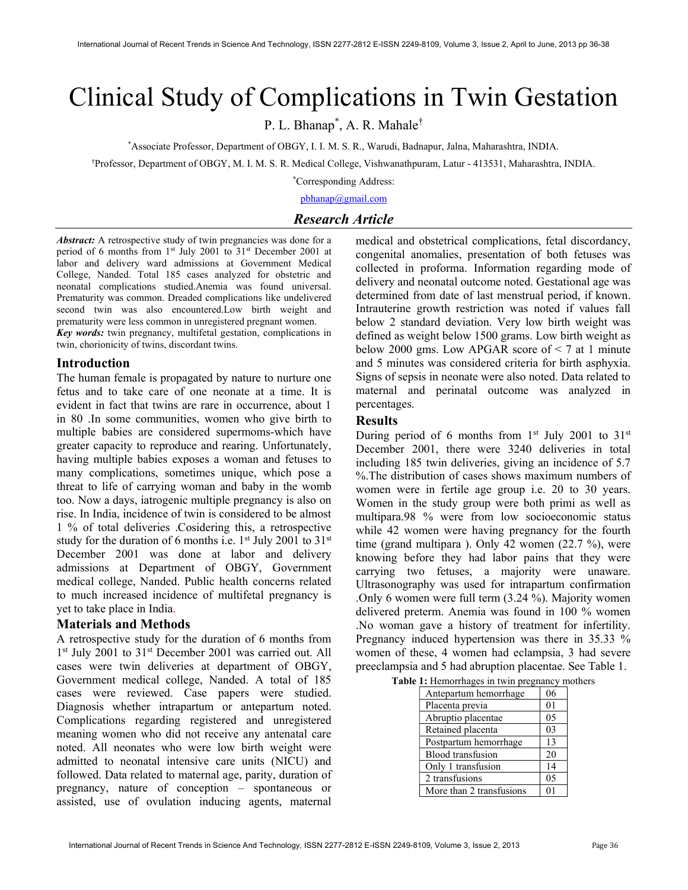# Clinical Study of Complications in Twin Gestation

P. L. Bhanap[*], A. R. Mahale[†]

[*]Associate Professor, Department of OBGY, I. I. M. S. R., Warudi, Badnapur, Jalna, Maharashtra, INDIA.

[†]Professor, Department of OBGY, M. I. M. S. R. Medical College, Vishwanathpuram, Latur - 413531, Maharashtra, INDIA.

[*]Corresponding Address:

pbhanap@gmail.com

## Research Article

***Abstract:*** A retrospective study of twin pregnancies was done for a period of 6 months from 1st July 2001 to 31st December 2001 at labor and delivery ward admissions at Government Medical College, Nanded. Total 185 cases analyzed for obstetric and neonatal complications studied.Anemia was found universal. Prematurity was common. Dreaded complications like undelivered second twin was also encountered.Low birth weight and prematurity were less common in unregistered pregnant women.

***Key words:*** twin pregnancy, multifetal gestation, complications in twin, chorionicity of twins, discordant twins.

## Introduction

The human female is propagated by nature to nurture one fetus and to take care of one neonate at a time. It is evident in fact that twins are rare in occurrence, about 1 in 80 .In some communities, women who give birth to multiple babies are considered supermoms-which have greater capacity to reproduce and rearing. Unfortunately, having multiple babies exposes a woman and fetuses to many complications, sometimes unique, which pose a threat to life of carrying woman and baby in the womb too. Now a days, iatrogenic multiple pregnancy is also on rise. In India, incidence of twin is considered to be almost 1 % of total deliveries .Cosidering this, a retrospective study for the duration of 6 months i.e. 1st July 2001 to 31st December 2001 was done at labor and delivery admissions at Department of OBGY, Government medical college, Nanded. Public health concerns related to much increased incidence of multifetal pregnancy is yet to take place in India.

## Materials and Methods

A retrospective study for the duration of 6 months from 1st July 2001 to 31st December 2001 was carried out. All cases were twin deliveries at department of OBGY, Government medical college, Nanded. A total of 185 cases were reviewed. Case papers were studied. Diagnosis whether intrapartum or antepartum noted. Complications regarding registered and unregistered meaning women who did not receive any antenatal care noted. All neonates who were low birth weight were admitted to neonatal intensive care units (NICU) and followed. Data related to maternal age, parity, duration of pregnancy, nature of conception – spontaneous or assisted, use of ovulation inducing agents, maternal medical and obstetrical complications, fetal discordancy, congenital anomalies, presentation of both fetuses was collected in proforma. Information regarding mode of delivery and neonatal outcome noted. Gestational age was determined from date of last menstrual period, if known. Intrauterine growth restriction was noted if values fall below 2 standard deviation. Very low birth weight was defined as weight below 1500 grams. Low birth weight as below 2000 gms. Low APGAR score of < 7 at 1 minute and 5 minutes was considered criteria for birth asphyxia. Signs of sepsis in neonate were also noted. Data related to maternal and perinatal outcome was analyzed in percentages.

## Results

During period of 6 months from 1st July 2001 to 31st December 2001, there were 3240 deliveries in total including 185 twin deliveries, giving an incidence of 5.7 %.The distribution of cases shows maximum numbers of women were in fertile age group i.e. 20 to 30 years. Women in the study group were both primi as well as multipara.98 % were from low socioeconomic status while 42 women were having pregnancy for the fourth time (grand multipara ). Only 42 women (22.7 %), were knowing before they had labor pains that they were carrying two fetuses, a majority were unaware. Ultrasonography was used for intrapartum confirmation .Only 6 women were full term (3.24 %). Majority women delivered preterm. Anemia was found in 100 % women .No woman gave a history of treatment for infertility. Pregnancy induced hypertension was there in 35.33 % women of these, 4 women had eclampsia, 3 had severe preeclampsia and 5 had abruption placentae. See Table 1.

**Table 1:** Hemorrhages in twin pregnancy mothers

| | |
|---|---|
| Antepartum hemorrhage | 06 |
| Placenta previa | 01 |
| Abruptio placentae | 05 |
| Retained placenta | 03 |
| Postpartum hemorrhage | 13 |
| Blood transfusion | 20 |
| Only 1 transfusion | 14 |
| 2 transfusions | 05 |
| More than 2 transfusions | 01 |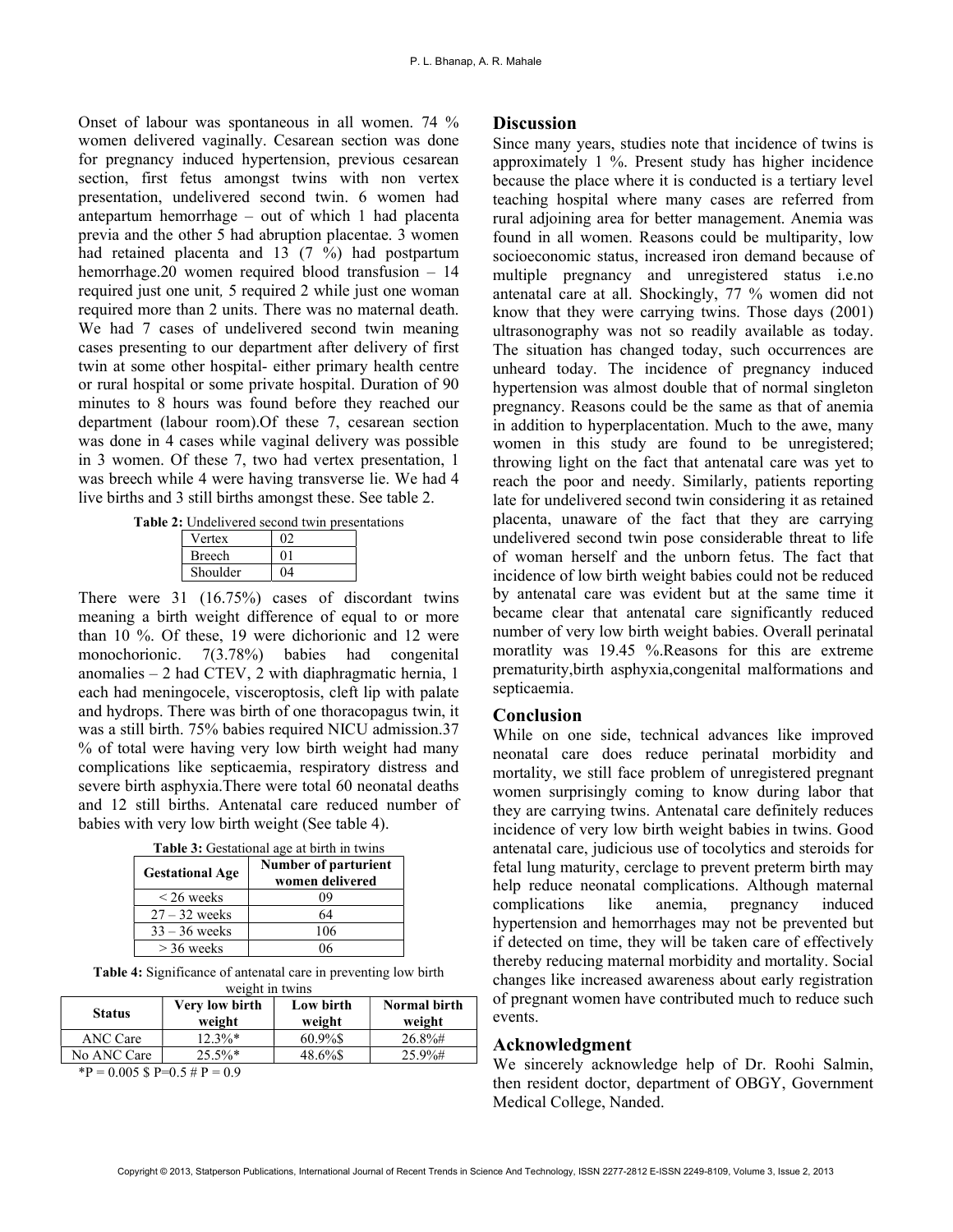Onset of labour was spontaneous in all women. 74 % women delivered vaginally. Cesarean section was done for pregnancy induced hypertension, previous cesarean section, first fetus amongst twins with non vertex presentation, undelivered second twin. 6 women had antepartum hemorrhage – out of which 1 had placenta previa and the other 5 had abruption placentae. 3 women had retained placenta and 13 (7 %) had postpartum hemorrhage.20 women required blood transfusion – 14 required just one unit, 5 required 2 while just one woman required more than 2 units. There was no maternal death. We had 7 cases of undelivered second twin meaning cases presenting to our department after delivery of first twin at some other hospital- either primary health centre or rural hospital or some private hospital. Duration of 90 minutes to 8 hours was found before they reached our department (labour room).Of these 7, cesarean section was done in 4 cases while vaginal delivery was possible in 3 women. Of these 7, two had vertex presentation, 1 was breech while 4 were having transverse lie. We had 4 live births and 3 still births amongst these. See table 2.

**Table 2:** Undelivered second twin presentations

| | |
|---|---|
| Vertex | 02 |
| Breech | 01 |
| Shoulder | 04 |

There were 31 (16.75%) cases of discordant twins meaning a birth weight difference of equal to or more than 10 %. Of these, 19 were dichorionic and 12 were monochorionic. 7(3.78%) babies had congenital anomalies – 2 had CTEV, 2 with diaphragmatic hernia, 1 each had meningocele, visceroptosis, cleft lip with palate and hydrops. There was birth of one thoracopagus twin, it was a still birth. 75% babies required NICU admission.37 % of total were having very low birth weight had many complications like septicaemia, respiratory distress and severe birth asphyxia.There were total 60 neonatal deaths and 12 still births. Antenatal care reduced number of babies with very low birth weight (See table 4).

**Table 3:** Gestational age at birth in twins

| Gestational Age | Number of parturient women delivered |
|---|---|
| < 26 weeks | 09 |
| 27 – 32 weeks | 64 |
| 33 – 36 weeks | 106 |
| > 36 weeks | 06 |

**Table 4:** Significance of antenatal care in preventing low birth weight in twins

| Status | Very low birth weight | Low birth weight | Normal birth weight |
|---|---|---|---|
| ANC Care | 12.3%* | 60.9%$ | 26.8%# |
| No ANC Care | 25.5%* | 48.6%$ | 25.9%# |

*P = 0.005 $ P=0.5 # P = 0.9

## Discussion

Since many years, studies note that incidence of twins is approximately 1 %. Present study has higher incidence because the place where it is conducted is a tertiary level teaching hospital where many cases are referred from rural adjoining area for better management. Anemia was found in all women. Reasons could be multiparity, low socioeconomic status, increased iron demand because of multiple pregnancy and unregistered status i.e.no antenatal care at all. Shockingly, 77 % women did not know that they were carrying twins. Those days (2001) ultrasonography was not so readily available as today. The situation has changed today, such occurrences are unheard today. The incidence of pregnancy induced hypertension was almost double that of normal singleton pregnancy. Reasons could be the same as that of anemia in addition to hyperplacentation. Much to the awe, many women in this study are found to be unregistered; throwing light on the fact that antenatal care was yet to reach the poor and needy. Similarly, patients reporting late for undelivered second twin considering it as retained placenta, unaware of the fact that they are carrying undelivered second twin pose considerable threat to life of woman herself and the unborn fetus. The fact that incidence of low birth weight babies could not be reduced by antenatal care was evident but at the same time it became clear that antenatal care significantly reduced number of very low birth weight babies. Overall perinatal moratlity was 19.45 %.Reasons for this are extreme prematurity,birth asphyxia,congenital malformations and septicaemia.

## Conclusion

While on one side, technical advances like improved neonatal care does reduce perinatal morbidity and mortality, we still face problem of unregistered pregnant women surprisingly coming to know during labor that they are carrying twins. Antenatal care definitely reduces incidence of very low birth weight babies in twins. Good antenatal care, judicious use of tocolytics and steroids for fetal lung maturity, cerclage to prevent preterm birth may help reduce neonatal complications. Although maternal complications like anemia, pregnancy induced hypertension and hemorrhages may not be prevented but if detected on time, they will be taken care of effectively thereby reducing maternal morbidity and mortality. Social changes like increased awareness about early registration of pregnant women have contributed much to reduce such events.

## Acknowledgment

We sincerely acknowledge help of Dr. Roohi Salmin, then resident doctor, department of OBGY, Government Medical College, Nanded.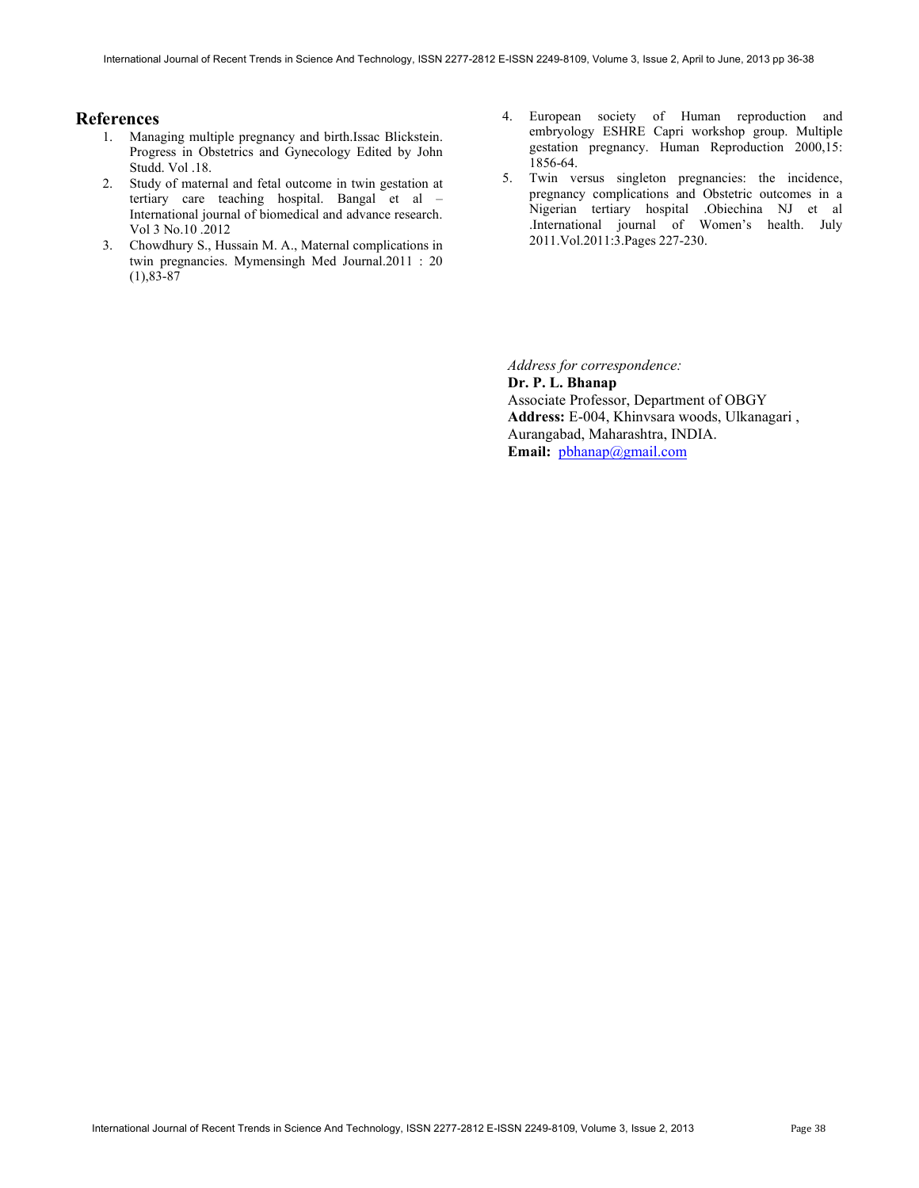## References

1. Managing multiple pregnancy and birth.Issac Blickstein. Progress in Obstetrics and Gynecology Edited by John Studd. Vol .18.
2. Study of maternal and fetal outcome in twin gestation at tertiary care teaching hospital. Bangal et al – International journal of biomedical and advance research. Vol 3 No.10 .2012
3. Chowdhury S., Hussain M. A., Maternal complications in twin pregnancies. Mymensingh Med Journal.2011 : 20 (1),83-87
4. European society of Human reproduction and embryology ESHRE Capri workshop group. Multiple gestation pregnancy. Human Reproduction 2000,15: 1856-64.
5. Twin versus singleton pregnancies: the incidence, pregnancy complications and Obstetric outcomes in a Nigerian tertiary hospital .Obiechina NJ et al .International journal of Women's health. July 2011.Vol.2011:3.Pages 227-230.

*Address for correspondence:*
**Dr. P. L. Bhanap**
Associate Professor, Department of OBGY
**Address:** E-004, Khinvsara woods, Ulkanagari , Aurangabad, Maharashtra, INDIA.
**Email:** pbhanap@gmail.com